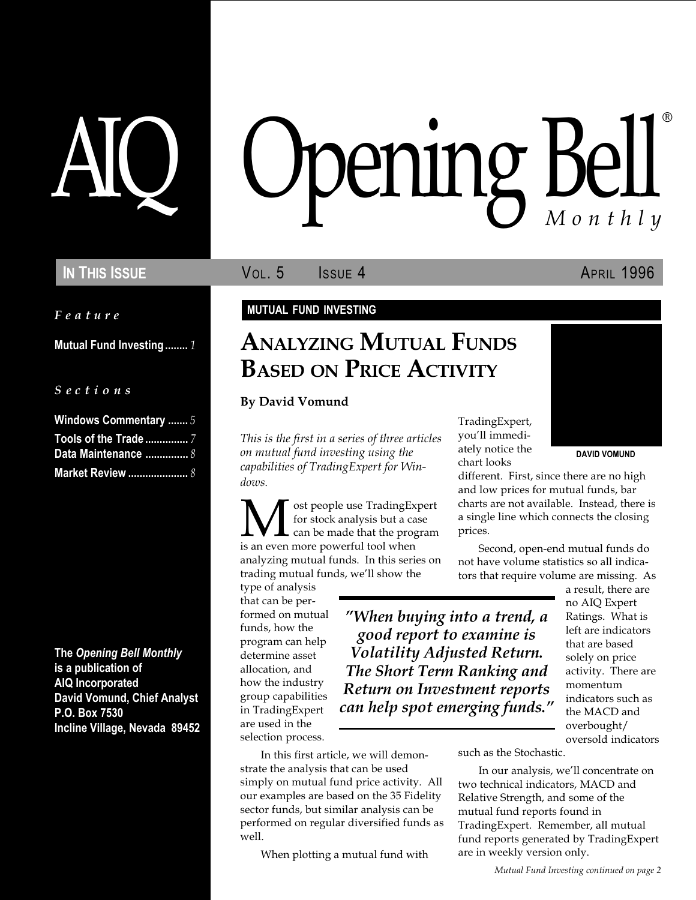# AIQ Opening Bell® Monthly

**IN THIS ISSUE** VOL. 5 ISSUE 4 APRIL 1996

*Feature*

Mutual Fund Investing........ 1

*Sections*

Windows Commentary ....... 5
Tools of the Trade ............... 7
Data Maintenance ............... 8
Market Review ..................... 8

**The *Opening Bell Monthly* is a publication of AIQ Incorporated**
**David Vomund, Chief Analyst**
**P.O. Box 7530**
**Incline Village, Nevada 89452**

**MUTUAL FUND INVESTING**

## ANALYZING MUTUAL FUNDS BASED ON PRICE ACTIVITY

**By David Vomund**

DAVID VOMUND

*This is the first in a series of three articles on mutual fund investing using the capabilities of TradingExpert for Windows.*

Most people use TradingExpert for stock analysis but a case can be made that the program is an even more powerful tool when analyzing mutual funds. In this series on trading mutual funds, we'll show the type of analysis that can be performed on mutual funds, how the program can help determine asset allocation, and how the industry group capabilities in TradingExpert are used in the selection process.

In this first article, we will demonstrate the analysis that can be used simply on mutual fund price activity. All our examples are based on the 35 Fidelity sector funds, but similar analysis can be performed on regular diversified funds as well.

When plotting a mutual fund with TradingExpert, you'll immediately notice the chart looks different. First, since there are no high and low prices for mutual funds, bar charts are not available. Instead, there is a single line which connects the closing prices.

Second, open-end mutual funds do not have volume statistics so all indicators that require volume are missing. As a result, there are no AIQ Expert Ratings. What is left are indicators that are based solely on price activity. There are momentum indicators such as the MACD and overbought/oversold indicators such as the Stochastic.

> *"When buying into a trend, a good report to examine is Volatility Adjusted Return. The Short Term Ranking and Return on Investment reports can help spot emerging funds."*

In our analysis, we'll concentrate on two technical indicators, MACD and Relative Strength, and some of the mutual fund reports found in TradingExpert. Remember, all mutual fund reports generated by TradingExpert are in weekly version only.

*Mutual Fund Investing continued on page 2*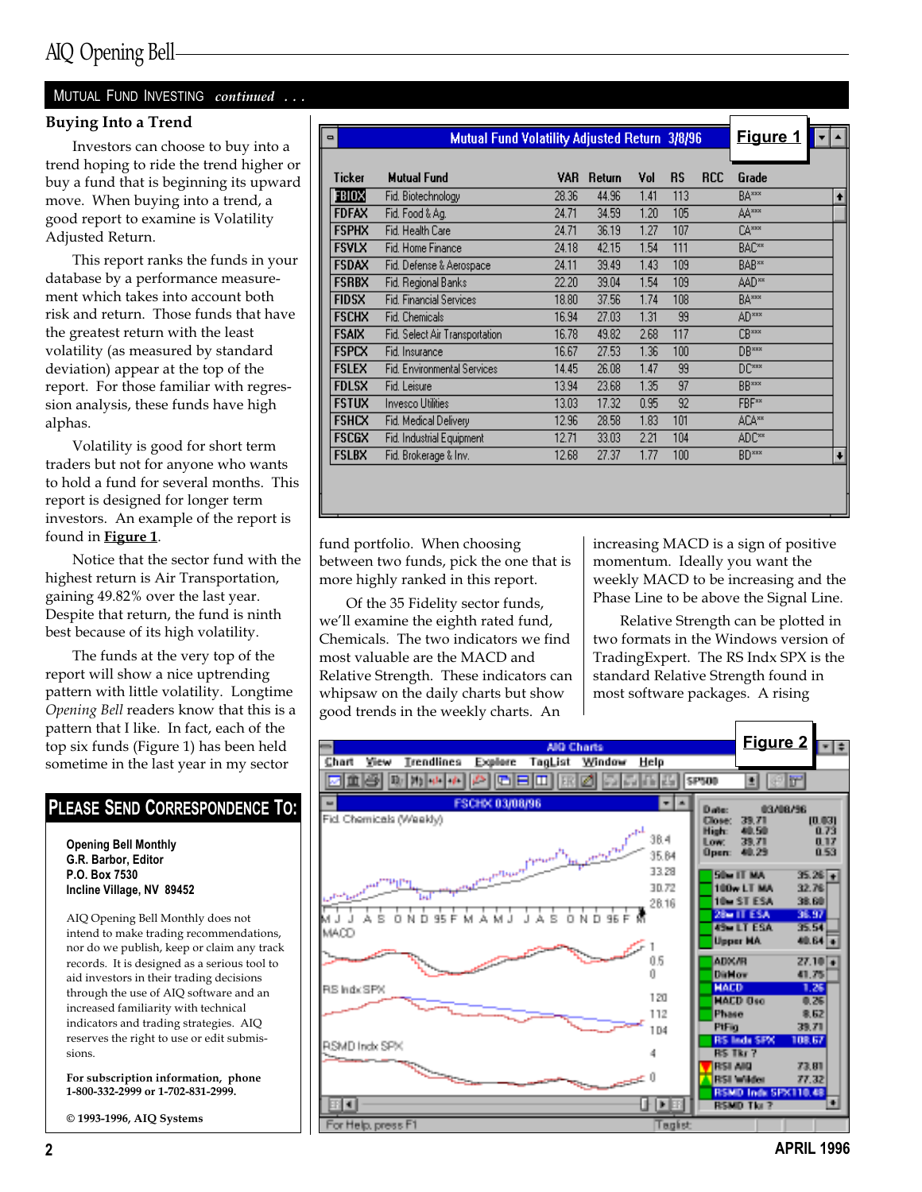## MUTUAL FUND INVESTING *continued . . .*

### Buying Into a Trend

Investors can choose to buy into a trend hoping to ride the trend higher or buy a fund that is beginning its upward move. When buying into a trend, a good report to examine is Volatility Adjusted Return.

This report ranks the funds in your database by a performance measurement which takes into account both risk and return. Those funds that have the greatest return with the least volatility (as measured by standard deviation) appear at the top of the report. For those familiar with regression analysis, these funds have high alphas.

Volatility is good for short term traders but not for anyone who wants to hold a fund for several months. This report is designed for longer term investors. An example of the report is found in **Figure 1**.

**Figure 1**

Mutual Fund Volatility Adjusted Return 3/8/96

| Ticker | Mutual Fund | VAR | Return | Vol | RS | RCC | Grade |
|---|---|---|---|---|---|---|---|
| FBIOX | Fid. Biotechnology | 28.36 | 44.96 | 1.41 | 113 | | BA*** |
| FDFAX | Fid. Food & Ag. | 24.71 | 34.59 | 1.20 | 105 | | AA*** |
| FSPHX | Fid. Health Care | 24.71 | 36.19 | 1.27 | 107 | | CA*** |
| FSVLX | Fid. Home Finance | 24.18 | 42.15 | 1.54 | 111 | | BAC** |
| FSDAX | Fid. Defense & Aerospace | 24.11 | 39.49 | 1.43 | 109 | | BAB** |
| FSRBX | Fid. Regional Banks | 22.20 | 39.04 | 1.54 | 109 | | AAD** |
| FIDSX | Fid. Financial Services | 18.80 | 37.56 | 1.74 | 108 | | BA*** |
| FSCHX | Fid. Chemicals | 16.94 | 27.03 | 1.31 | 99 | | AD*** |
| FSAIX | Fid. Select Air Transportation | 16.78 | 49.82 | 2.68 | 117 | | CB*** |
| FSPCX | Fid. Insurance | 16.67 | 27.53 | 1.36 | 100 | | DB*** |
| FSLEX | Fid. Environmental Services | 14.45 | 26.08 | 1.47 | 99 | | DC*** |
| FDLSX | Fid. Leisure | 13.94 | 23.68 | 1.35 | 97 | | BB*** |
| FSTUX | Invesco Utilities | 13.03 | 17.32 | 0.95 | 92 | | FBF** |
| FSHCX | Fid. Medical Delivery | 12.96 | 28.58 | 1.83 | 101 | | ACA** |
| FSCGX | Fid. Industrial Equipment | 12.71 | 33.03 | 2.21 | 104 | | ADC** |
| FSLBX | Fid. Brokerage & Inv. | 12.68 | 27.37 | 1.77 | 100 | | BD*** |

Notice that the sector fund with the highest return is Air Transportation, gaining 49.82% over the last year. Despite that return, the fund is ninth best because of its high volatility.

The funds at the very top of the report will show a nice uptrending pattern with little volatility. Longtime *Opening Bell* readers know that this is a pattern that I like. In fact, each of the top six funds (Figure 1) has been held sometime in the last year in my sector fund portfolio. When choosing between two funds, pick the one that is more highly ranked in this report.

Of the 35 Fidelity sector funds, we'll examine the eighth rated fund, Chemicals. The two indicators we find most valuable are the MACD and Relative Strength. These indicators can whipsaw on the daily charts but show good trends in the weekly charts. An increasing MACD is a sign of positive momentum. Ideally you want the weekly MACD to be increasing and the Phase Line to be above the Signal Line.

Relative Strength can be plotted in two formats in the Windows version of TradingExpert. The RS Indx SPX is the standard Relative Strength found in most software packages. A rising

**Figure 2**

## PLEASE SEND CORRESPONDENCE TO:

**Opening Bell Monthly**
**G.R. Barbor, Editor**
**P.O. Box 7530**
**Incline Village, NV 89452**

AIQ Opening Bell Monthly does not intend to make trading recommendations, nor do we publish, keep or claim any track records. It is designed as a serious tool to aid investors in their trading decisions through the use of AIQ software and an increased familiarity with technical indicators and trading strategies. AIQ reserves the right to use or edit submissions.

**For subscription information, phone 1-800-332-2999 or 1-702-831-2999.**

**© 1993-1996, AIQ Systems**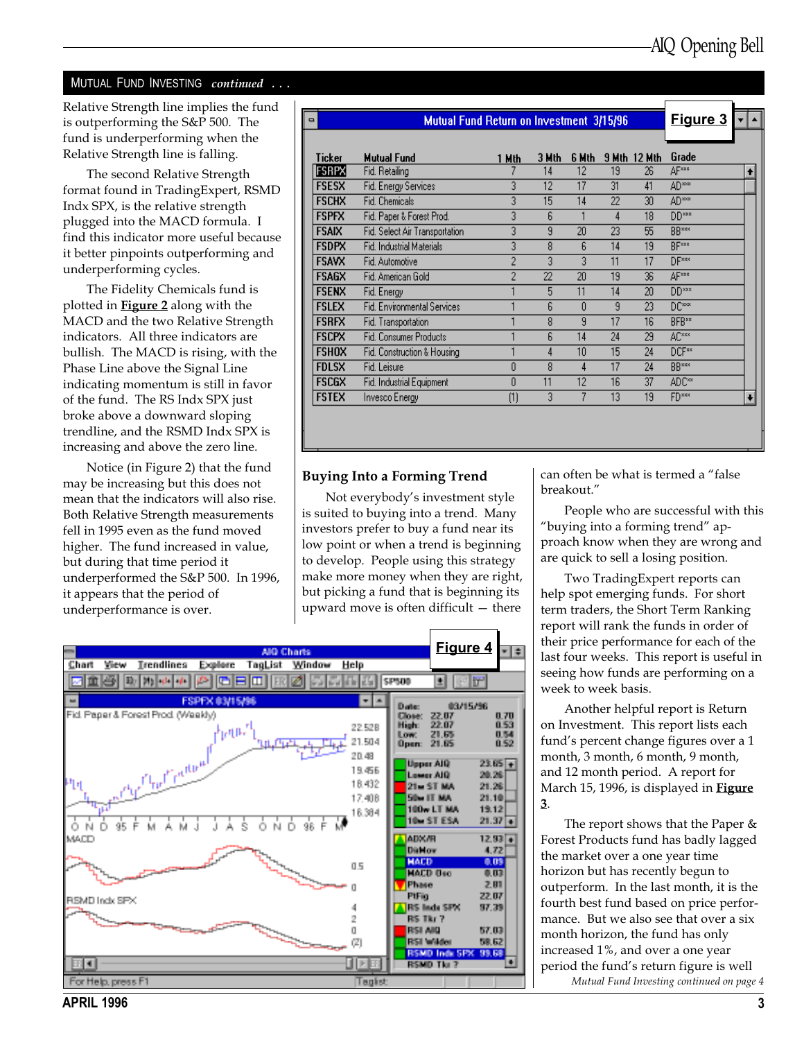## MUTUAL FUND INVESTING *continued . . .*

Relative Strength line implies the fund is outperforming the S&P 500. The fund is underperforming when the Relative Strength line is falling.

The second Relative Strength format found in TradingExpert, RSMD Indx SPX, is the relative strength plugged into the MACD formula. I find this indicator more useful because it better pinpoints outperforming and underperforming cycles.

The Fidelity Chemicals fund is plotted in **Figure 2** along with the MACD and the two Relative Strength indicators. All three indicators are bullish. The MACD is rising, with the Phase Line above the Signal Line indicating momentum is still in favor of the fund. The RS Indx SPX just broke above a downward sloping trendline, and the RSMD Indx SPX is increasing and above the zero line.

Notice (in Figure 2) that the fund may be increasing but this does not mean that the indicators will also rise. Both Relative Strength measurements fell in 1995 even as the fund moved higher. The fund increased in value, but during that time period it underperformed the S&P 500. In 1996, it appears that the period of underperformance is over.

**Figure 3**

Mutual Fund Return on Investment 3/15/96

| Ticker | Mutual Fund | 1 Mth | 3 Mth | 6 Mth | 9 Mth | 12 Mth | Grade |
|---|---|---|---|---|---|---|---|
| FSRPX | Fid. Retailing | 7 | 14 | 12 | 19 | 26 | AF*** |
| FSESX | Fid. Energy Services | 3 | 12 | 17 | 31 | 41 | AD*** |
| FSCHX | Fid. Chemicals | 3 | 15 | 14 | 22 | 30 | AD*** |
| FSPFX | Fid. Paper & Forest Prod. | 3 | 6 | 1 | 4 | 18 | DD*** |
| FSAIX | Fid. Select Air Transportation | 3 | 9 | 20 | 23 | 55 | BB*** |
| FSDPX | Fid. Industrial Materials | 3 | 8 | 6 | 14 | 19 | BF*** |
| FSAVX | Fid. Automotive | 2 | 3 | 3 | 11 | 17 | DF*** |
| FSAGX | Fid. American Gold | 2 | 22 | 20 | 19 | 36 | AF*** |
| FSENX | Fid. Energy | 1 | 5 | 11 | 14 | 20 | DD*** |
| FSLEX | Fid. Environmental Services | 1 | 6 | 0 | 9 | 23 | DC*** |
| FSRFX | Fid. Transportation | 1 | 8 | 9 | 17 | 16 | BFB** |
| FSCPX | Fid. Consumer Products | 1 | 6 | 14 | 24 | 29 | AC*** |
| FSHOX | Fid. Construction & Housing | 1 | 4 | 10 | 15 | 24 | DCF** |
| FDLSX | Fid. Leisure | 0 | 8 | 4 | 17 | 24 | BB*** |
| FSCGX | Fid. Industrial Equipment | 0 | 11 | 12 | 16 | 37 | ADC** |
| FSTEX | Invesco Energy | (1) | 3 | 7 | 13 | 19 | FD*** |

### Buying Into a Forming Trend

Not everybody's investment style is suited to buying into a trend. Many investors prefer to buy a fund near its low point or when a trend is beginning to develop. People using this strategy make more money when they are right, but picking a fund that is beginning its upward move is often difficult — there can often be what is termed a "false breakout."

People who are successful with this "buying into a forming trend" approach know when they are wrong and are quick to sell a losing position.

Two TradingExpert reports can help spot emerging funds. For short term traders, the Short Term Ranking report will rank the funds in order of their price performance for each of the last four weeks. This report is useful in seeing how funds are performing on a week to week basis.

Another helpful report is Return on Investment. This report lists each fund's percent change figures over a 1 month, 3 month, 6 month, 9 month, and 12 month period. A report for March 15, 1996, is displayed in **Figure 3**.

The report shows that the Paper & Forest Products fund has badly lagged the market over a one year time horizon but has recently begun to outperform. In the last month, it is the fourth best fund based on price performance. But we also see that over a six month horizon, the fund has only increased 1%, and over a one year period the fund's return figure is well

**Figure 4**

*Mutual Fund Investing continued on page 4*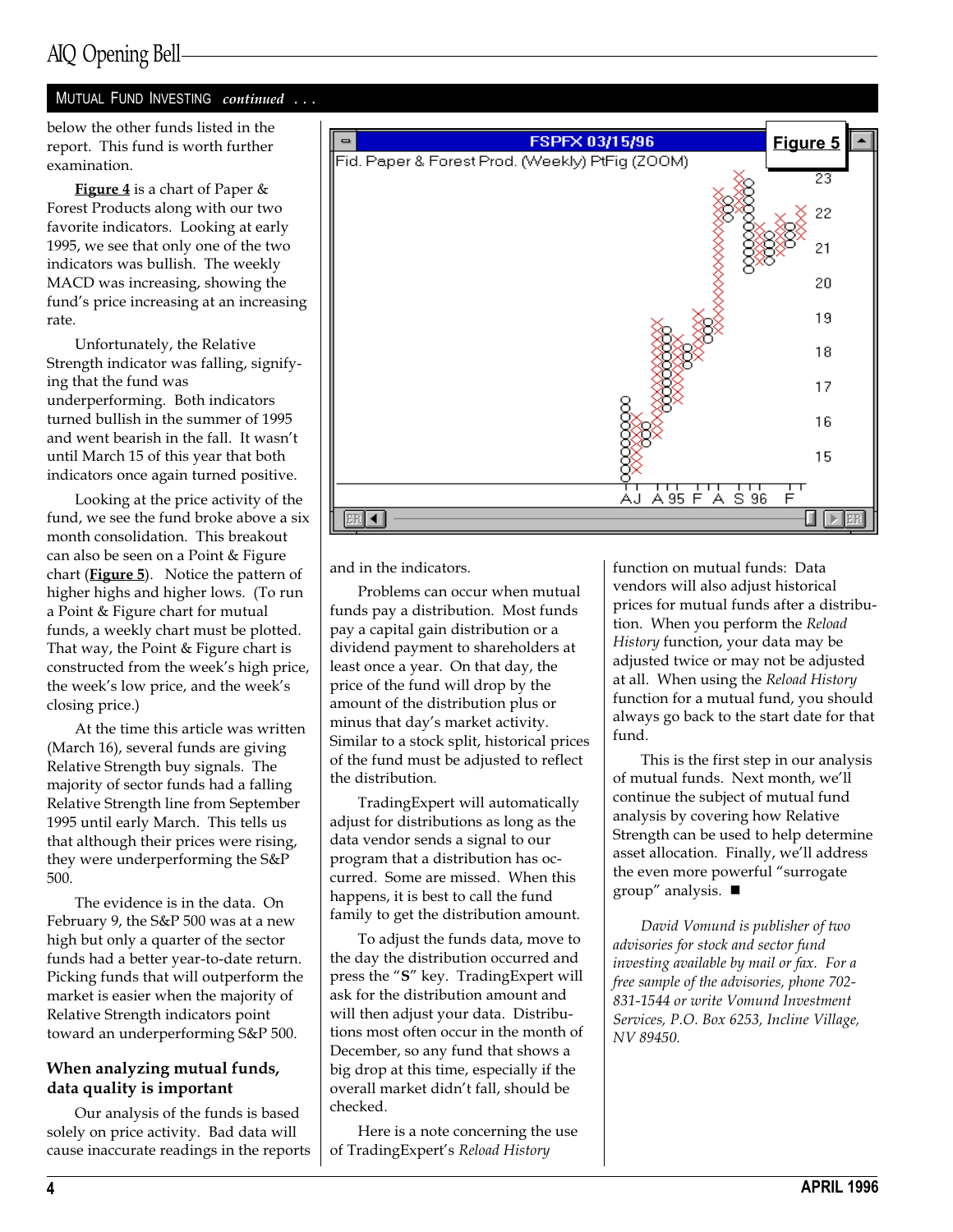## MUTUAL FUND INVESTING *continued . . .*

below the other funds listed in the report. This fund is worth further examination.

**Figure 4** is a chart of Paper & Forest Products along with our two favorite indicators. Looking at early 1995, we see that only one of the two indicators was bullish. The weekly MACD was increasing, showing the fund's price increasing at an increasing rate.

Unfortunately, the Relative Strength indicator was falling, signifying that the fund was underperforming. Both indicators turned bullish in the summer of 1995 and went bearish in the fall. It wasn't until March 15 of this year that both indicators once again turned positive.

Looking at the price activity of the fund, we see the fund broke above a six month consolidation. This breakout can also be seen on a Point & Figure chart (**Figure 5**). Notice the pattern of higher highs and higher lows. (To run a Point & Figure chart for mutual funds, a weekly chart must be plotted. That way, the Point & Figure chart is constructed from the week's high price, the week's low price, and the week's closing price.)

At the time this article was written (March 16), several funds are giving Relative Strength buy signals. The majority of sector funds had a falling Relative Strength line from September 1995 until early March. This tells us that although their prices were rising, they were underperforming the S&P 500.

The evidence is in the data. On February 9, the S&P 500 was at a new high but only a quarter of the sector funds had a better year-to-date return. Picking funds that will outperform the market is easier when the majority of Relative Strength indicators point toward an underperforming S&P 500.

**Figure 5**

FSPFX 03/15/96 — Fid. Paper & Forest Prod. (Weekly) PtFig (ZOOM)

### When analyzing mutual funds, data quality is important

Our analysis of the funds is based solely on price activity. Bad data will cause inaccurate readings in the reports and in the indicators.

Problems can occur when mutual funds pay a distribution. Most funds pay a capital gain distribution or a dividend payment to shareholders at least once a year. On that day, the price of the fund will drop by the amount of the distribution plus or minus that day's market activity. Similar to a stock split, historical prices of the fund must be adjusted to reflect the distribution.

TradingExpert will automatically adjust for distributions as long as the data vendor sends a signal to our program that a distribution has occurred. Some are missed. When this happens, it is best to call the fund family to get the distribution amount.

To adjust the funds data, move to the day the distribution occurred and press the "**S**" key. TradingExpert will ask for the distribution amount and will then adjust your data. Distributions most often occur in the month of December, so any fund that shows a big drop at this time, especially if the overall market didn't fall, should be checked.

Here is a note concerning the use of TradingExpert's *Reload History* function on mutual funds: Data vendors will also adjust historical prices for mutual funds after a distribution. When you perform the *Reload History* function, your data may be adjusted twice or may not be adjusted at all. When using the *Reload History* function for a mutual fund, you should always go back to the start date for that fund.

This is the first step in our analysis of mutual funds. Next month, we'll continue the subject of mutual fund analysis by covering how Relative Strength can be used to help determine asset allocation. Finally, we'll address the even more powerful "surrogate group" analysis. ■

*David Vomund is publisher of two advisories for stock and sector fund investing available by mail or fax. For a free sample of the advisories, phone 702-831-1544 or write Vomund Investment Services, P.O. Box 6253, Incline Village, NV 89450.*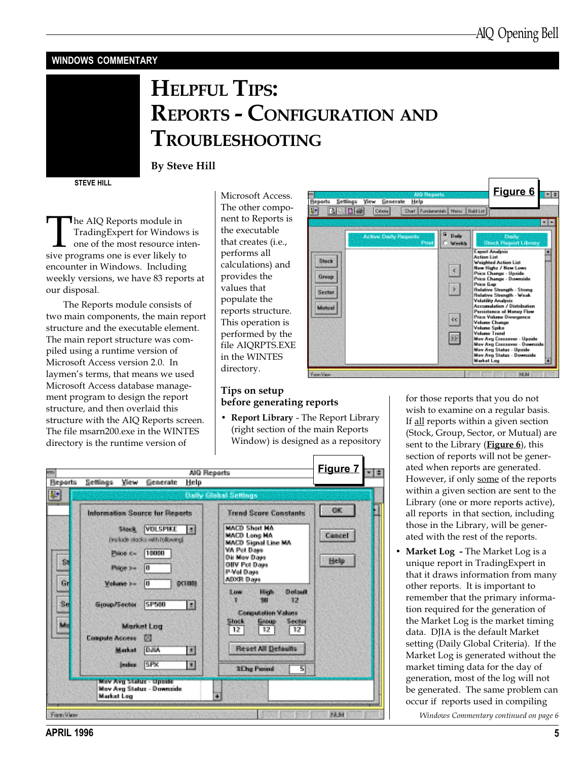WINDOWS COMMENTARY

# Helpful Tips: Reports - Configuration and Troubleshooting

**By Steve Hill**

STEVE HILL

The AIQ Reports module in TradingExpert for Windows is one of the most resource intensive programs one is ever likely to encounter in Windows. Including weekly versions, we have 83 reports at our disposal.

The Reports module consists of two main components, the main report structure and the executable element. The main report structure was compiled using a runtime version of Microsoft Access version 2.0. In laymen's terms, that means we used Microsoft Access database management program to design the report structure, and then overlaid this structure with the AIQ Reports screen. The file msarn200.exe in the WINTES directory is the runtime version of Microsoft Access. The other component to Reports is the executable that creates (i.e., performs all calculations) and provides the values that populate the reports structure. This operation is performed by the file AIQRPTS.EXE in the WINTES directory.

Figure 6

## Tips on setup before generating reports

- **Report Library** - The Report Library (right section of the main Reports Window) is designed as a repository for those reports that you do not wish to examine on a regular basis. If all reports within a given section (Stock, Group, Sector, or Mutual) are sent to the Library (**Figure 6**), this section of reports will not be generated when reports are generated. However, if only some of the reports within a given section are sent to the Library (one or more reports active), all reports in that section, including those in the Library, will be generated with the rest of the reports.
- **Market Log** - The Market Log is a unique report in TradingExpert in that it draws information from many other reports. It is important to remember that the primary information required for the generation of the Market Log is the market timing data. DJIA is the default Market setting (Daily Global Criteria). If the Market Log is generated without the market timing data for the day of generation, most of the log will not be generated. The same problem can occur if reports used in compiling

Figure 7

*Windows Commentary continued on page 6*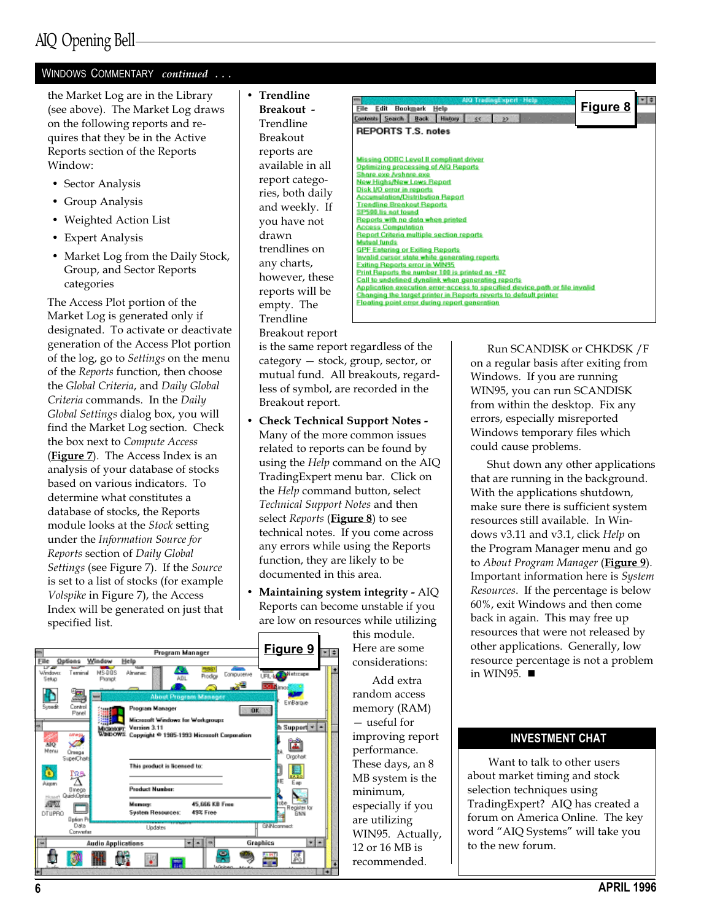## Windows Commentary *continued . . .*

the Market Log are in the Library (see above). The Market Log draws on the following reports and requires that they be in the Active Reports section of the Reports Window:

- Sector Analysis
- Group Analysis
- Weighted Action List
- Expert Analysis
- Market Log from the Daily Stock, Group, and Sector Reports categories

The Access Plot portion of the Market Log is generated only if designated. To activate or deactivate generation of the Access Plot portion of the log, go to *Settings* on the menu of the *Reports* function, then choose the *Global Criteria*, and *Daily Global Criteria* commands. In the *Daily Global Settings* dialog box, you will find the Market Log section. Check the box next to *Compute Access* (**Figure 7**). The Access Index is an analysis of your database of stocks based on various indicators. To determine what constitutes a database of stocks, the Reports module looks at the *Stock* setting under the *Information Source for Reports* section of *Daily Global Settings* (see Figure 7). If the *Source* is set to a list of stocks (for example *Volspike* in Figure 7), the Access Index will be generated on just that specified list.

- **Trendline Breakout -** Trendline Breakout reports are available in all report categories, both daily and weekly. If you have not drawn trendlines on any charts, however, these reports will be empty. The Trendline Breakout report is the same report regardless of the category — stock, group, sector, or mutual fund. All breakouts, regardless of symbol, are recorded in the Breakout report.
- **Check Technical Support Notes -** Many of the more common issues related to reports can be found by using the *Help* command on the AIQ TradingExpert menu bar. Click on the *Help* command button, select *Technical Support Notes* and then select *Reports* (**Figure 8**) to see technical notes. If you come across any errors while using the Reports function, they are likely to be documented in this area.
- **Maintaining system integrity -** AIQ Reports can become unstable if you are low on resources while utilizing this module. Here are some considerations:

Add extra random access memory (RAM) — useful for improving report performance. These days, an 8 MB system is the minimum, especially if you are utilizing WIN95. Actually, 12 or 16 MB is recommended.

Run SCANDISK or CHKDSK /F on a regular basis after exiting from Windows. If you are running WIN95, you can run SCANDISK from within the desktop. Fix any errors, especially misreported Windows temporary files which could cause problems.

Shut down any other applications that are running in the background. With the applications shutdown, make sure there is sufficient system resources still available. In Windows v3.11 and v3.1, click *Help* on the Program Manager menu and go to *About Program Manager* (**Figure 9**). Important information here is *System Resources*. If the percentage is below 60%, exit Windows and then come back in again. This may free up resources that were not released by other applications. Generally, low resource percentage is not a problem in WIN95. ■

**Figure 8**

**Figure 9**

## INVESTMENT CHAT

Want to talk to other users about market timing and stock selection techniques using TradingExpert? AIQ has created a forum on America Online. The key word "AIQ Systems" will take you to the new forum.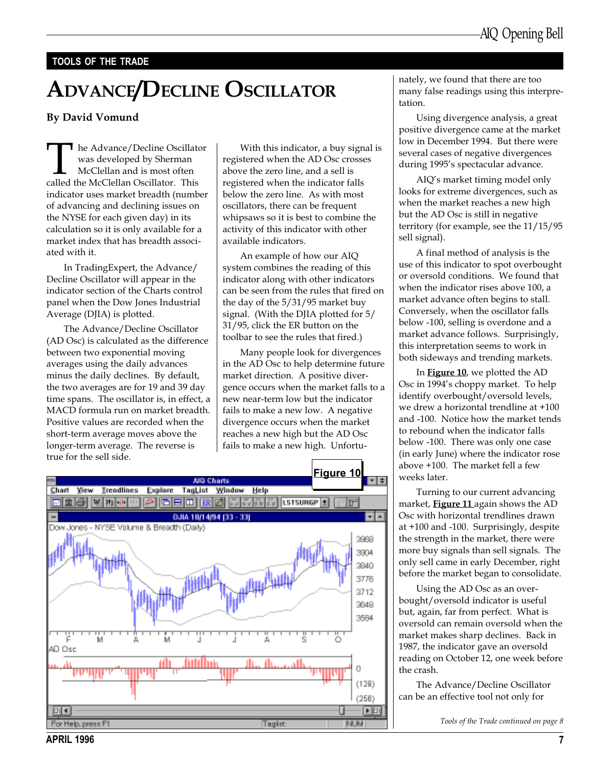TOOLS OF THE TRADE

# Advance/Decline Oscillator

**By David Vomund**

The Advance/Decline Oscillator was developed by Sherman McClellan and is most often called the McClellan Oscillator. This indicator uses market breadth (number of advancing and declining issues on the NYSE for each given day) in its calculation so it is only available for a market index that has breadth associated with it.

In TradingExpert, the Advance/Decline Oscillator will appear in the indicator section of the Charts control panel when the Dow Jones Industrial Average (DJIA) is plotted.

The Advance/Decline Oscillator (AD Osc) is calculated as the difference between two exponential moving averages using the daily advances minus the daily declines. By default, the two averages are for 19 and 39 day time spans. The oscillator is, in effect, a MACD formula run on market breadth. Positive values are recorded when the short-term average moves above the longer-term average. The reverse is true for the sell side.

With this indicator, a buy signal is registered when the AD Osc crosses above the zero line, and a sell is registered when the indicator falls below the zero line. As with most oscillators, there can be frequent whipsaws so it is best to combine the activity of this indicator with other available indicators.

An example of how our AIQ system combines the reading of this indicator along with other indicators can be seen from the rules that fired on the day of the 5/31/95 market buy signal. (With the DJIA plotted for 5/31/95, click the ER button on the toolbar to see the rules that fired.)

Many people look for divergences in the AD Osc to help determine future market direction. A positive divergence occurs when the market falls to a new near-term low but the indicator fails to make a new low. A negative divergence occurs when the market reaches a new high but the AD Osc fails to make a new high. Unfortunately, we found that there are too many false readings using this interpretation.

Using divergence analysis, a great positive divergence came at the market low in December 1994. But there were several cases of negative divergences during 1995's spectacular advance.

AIQ's market timing model only looks for extreme divergences, such as when the market reaches a new high but the AD Osc is still in negative territory (for example, see the 11/15/95 sell signal).

A final method of analysis is the use of this indicator to spot overbought or oversold conditions. We found that when the indicator rises above 100, a market advance often begins to stall. Conversely, when the oscillator falls below -100, selling is overdone and a market advance follows. Surprisingly, this interpretation seems to work in both sideways and trending markets.

In **Figure 10**, we plotted the AD Osc in 1994's choppy market. To help identify overbought/oversold levels, we drew a horizontal trendline at +100 and -100. Notice how the market tends to rebound when the indicator falls below -100. There was only one case (in early June) where the indicator rose above +100. The market fell a few weeks later.

**Figure 10**

Turning to our current advancing market, **Figure 11** again shows the AD Osc with horizontal trendlines drawn at +100 and -100. Surprisingly, despite the strength in the market, there were more buy signals than sell signals. The only sell came in early December, right before the market began to consolidate.

Using the AD Osc as an overbought/oversold indicator is useful but, again, far from perfect. What is oversold can remain oversold when the market makes sharp declines. Back in 1987, the indicator gave an oversold reading on October 12, one week before the crash.

The Advance/Decline Oscillator can be an effective tool not only for

*Tools of the Trade continued on page 8*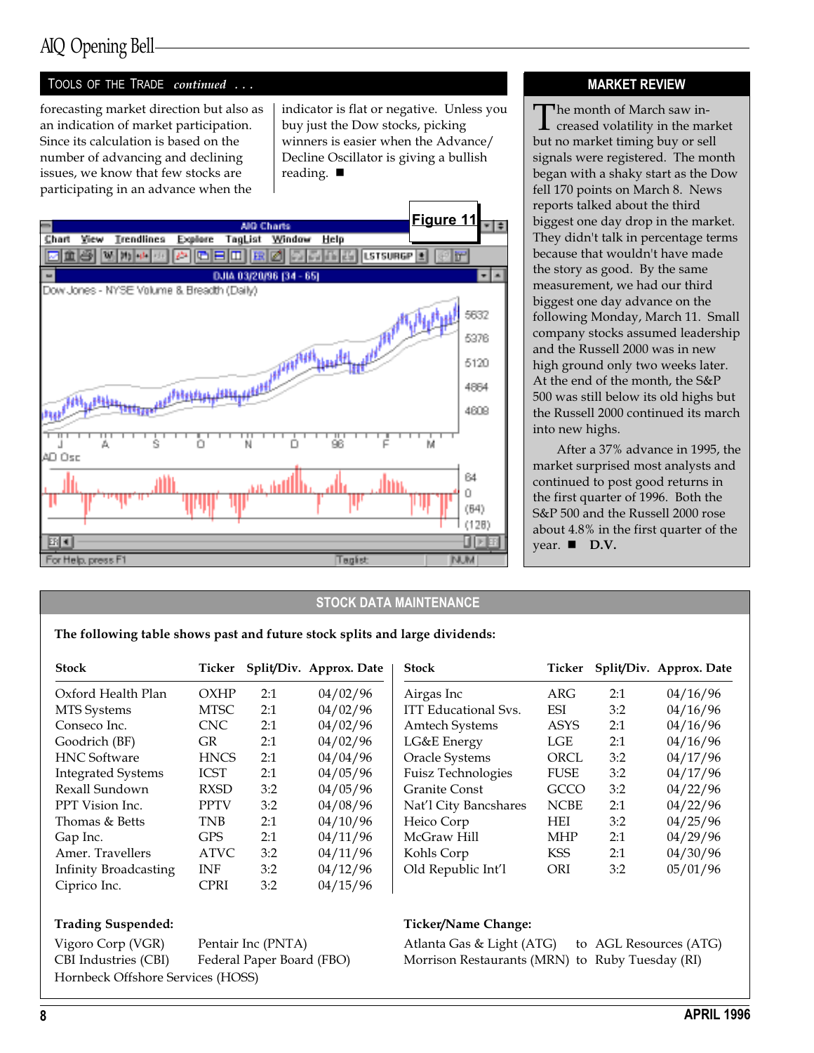## TOOLS OF THE TRADE *continued* . . .

forecasting market direction but also as an indication of market participation. Since its calculation is based on the number of advancing and declining issues, we know that few stocks are participating in an advance when the indicator is flat or negative. Unless you buy just the Dow stocks, picking winners is easier when the Advance/Decline Oscillator is giving a bullish reading. ■

Figure 11

AIQ Charts

Chart View Trendlines Explore TagList Window Help

LSTSURGP

DJIA 03/20/96 (34 - 65)

Dow Jones - NYSE Volume & Breadth (Daily)

5632
5376
5120
4864
4608

J A S O N D 96 F M

AD Osc

64
0
(64)
(128)

For Help, press F1 Taglist NUM

## MARKET REVIEW

The month of March saw increased volatility in the market but no market timing buy or sell signals were registered. The month began with a shaky start as the Dow fell 170 points on March 8. News reports talked about the third biggest one day drop in the market. They didn't talk in percentage terms because that wouldn't have made the story as good. By the same measurement, we had our third biggest one day advance on the following Monday, March 11. Small company stocks assumed leadership and the Russell 2000 was in new high ground only two weeks later. At the end of the month, the S&P 500 was still below its old highs but the Russell 2000 continued its march into new highs.

After a 37% advance in 1995, the market surprised most analysts and continued to post good returns in the first quarter of 1996. Both the S&P 500 and the Russell 2000 rose about 4.8% in the first quarter of the year. ■ **D.V.**

## STOCK DATA MAINTENANCE

**The following table shows past and future stock splits and large dividends:**

| Stock | Ticker | Split/Div. | Approx. Date |
|---|---|---|---|
| Oxford Health Plan | OXHP | 2:1 | 04/02/96 |
| MTS Systems | MTSC | 2:1 | 04/02/96 |
| Conseco Inc. | CNC | 2:1 | 04/02/96 |
| Goodrich (BF) | GR | 2:1 | 04/02/96 |
| HNC Software | HNCS | 2:1 | 04/04/96 |
| Integrated Systems | ICST | 2:1 | 04/05/96 |
| Rexall Sundown | RXSD | 3:2 | 04/05/96 |
| PPT Vision Inc. | PPTV | 3:2 | 04/08/96 |
| Thomas & Betts | TNB | 2:1 | 04/10/96 |
| Gap Inc. | GPS | 2:1 | 04/11/96 |
| Amer. Travellers | ATVC | 3:2 | 04/11/96 |
| Infinity Broadcasting | INF | 3:2 | 04/12/96 |
| Ciprico Inc. | CPRI | 3:2 | 04/15/96 |
| Airgas Inc | ARG | 2:1 | 04/16/96 |
| ITT Educational Svs. | ESI | 3:2 | 04/16/96 |
| Amtech Systems | ASYS | 2:1 | 04/16/96 |
| LG&E Energy | LGE | 2:1 | 04/16/96 |
| Oracle Systems | ORCL | 3:2 | 04/17/96 |
| Fuisz Technologies | FUSE | 3:2 | 04/17/96 |
| Granite Const | GCCO | 3:2 | 04/22/96 |
| Nat'l City Bancshares | NCBE | 2:1 | 04/22/96 |
| Heico Corp | HEI | 3:2 | 04/25/96 |
| McGraw Hill | MHP | 2:1 | 04/29/96 |
| Kohls Corp | KSS | 2:1 | 04/30/96 |
| Old Republic Int'l | ORI | 3:2 | 05/01/96 |

**Trading Suspended:**

Vigoro Corp (VGR)
Pentair Inc (PNTA)
CBI Industries (CBI)
Federal Paper Board (FBO)
Hornbeck Offshore Services (HOSS)

**Ticker/Name Change:**

Atlanta Gas & Light (ATG) to AGL Resources (ATG)
Morrison Restaurants (MRN) to Ruby Tuesday (RI)